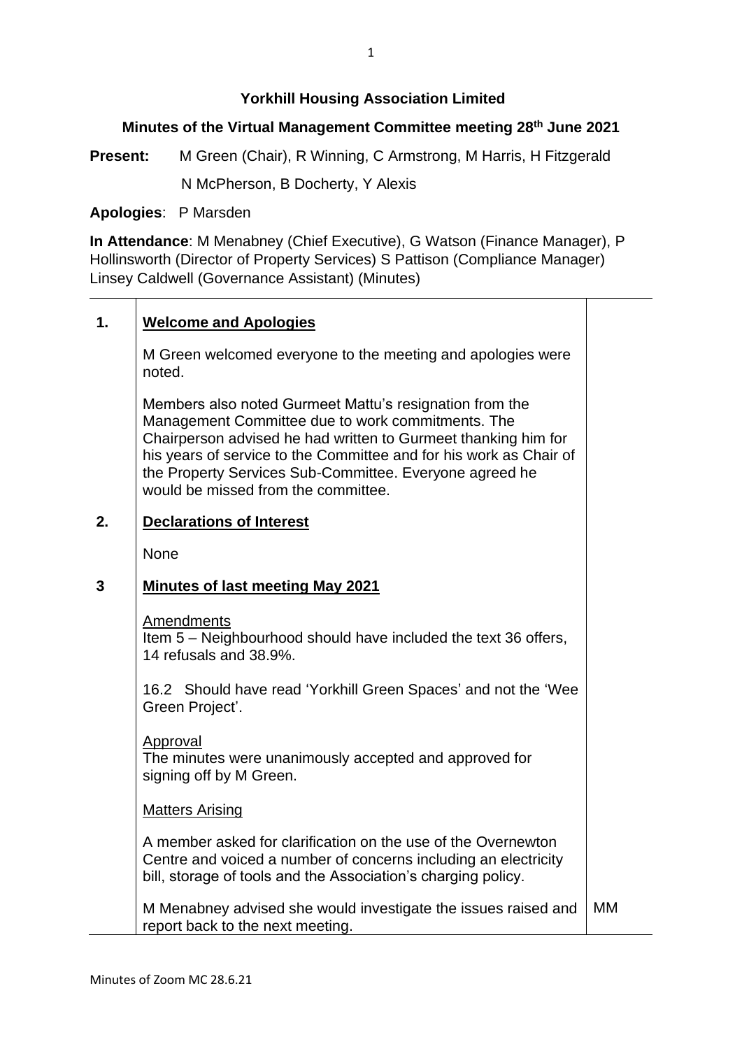**Yorkhill Housing Association Limited**

**Minutes of the Virtual Management Committee meeting 28th June 2021**

**Present:** M Green (Chair), R Winning, C Armstrong, M Harris, H Fitzgerald N McPherson, B Docherty, Y Alexis

**Apologies**: P Marsden

**In Attendance**: M Menabney (Chief Executive), G Watson (Finance Manager), P Hollinsworth (Director of Property Services) S Pattison (Compliance Manager) Linsey Caldwell (Governance Assistant) (Minutes)

| | | |
|---|---|---|
| **1.** | **Welcome and Apologies** | |
| | M Green welcomed everyone to the meeting and apologies were noted. | |
| | Members also noted Gurmeet Mattu's resignation from the Management Committee due to work commitments. The Chairperson advised he had written to Gurmeet thanking him for his years of service to the Committee and for his work as Chair of the Property Services Sub-Committee. Everyone agreed he would be missed from the committee. | |
| **2.** | **Declarations of Interest** | |
| | None | |
| **3** | **Minutes of last meeting May 2021** | |
| | Amendments<br>Item 5 – Neighbourhood should have included the text 36 offers, 14 refusals and 38.9%. | |
| | 16.2 Should have read 'Yorkhill Green Spaces' and not the 'Wee Green Project'. | |
| | Approval<br>The minutes were unanimously accepted and approved for signing off by M Green. | |
| | Matters Arising | |
| | A member asked for clarification on the use of the Overnewton Centre and voiced a number of concerns including an electricity bill, storage of tools and the Association's charging policy. | |
| | M Menabney advised she would investigate the issues raised and report back to the next meeting. | MM |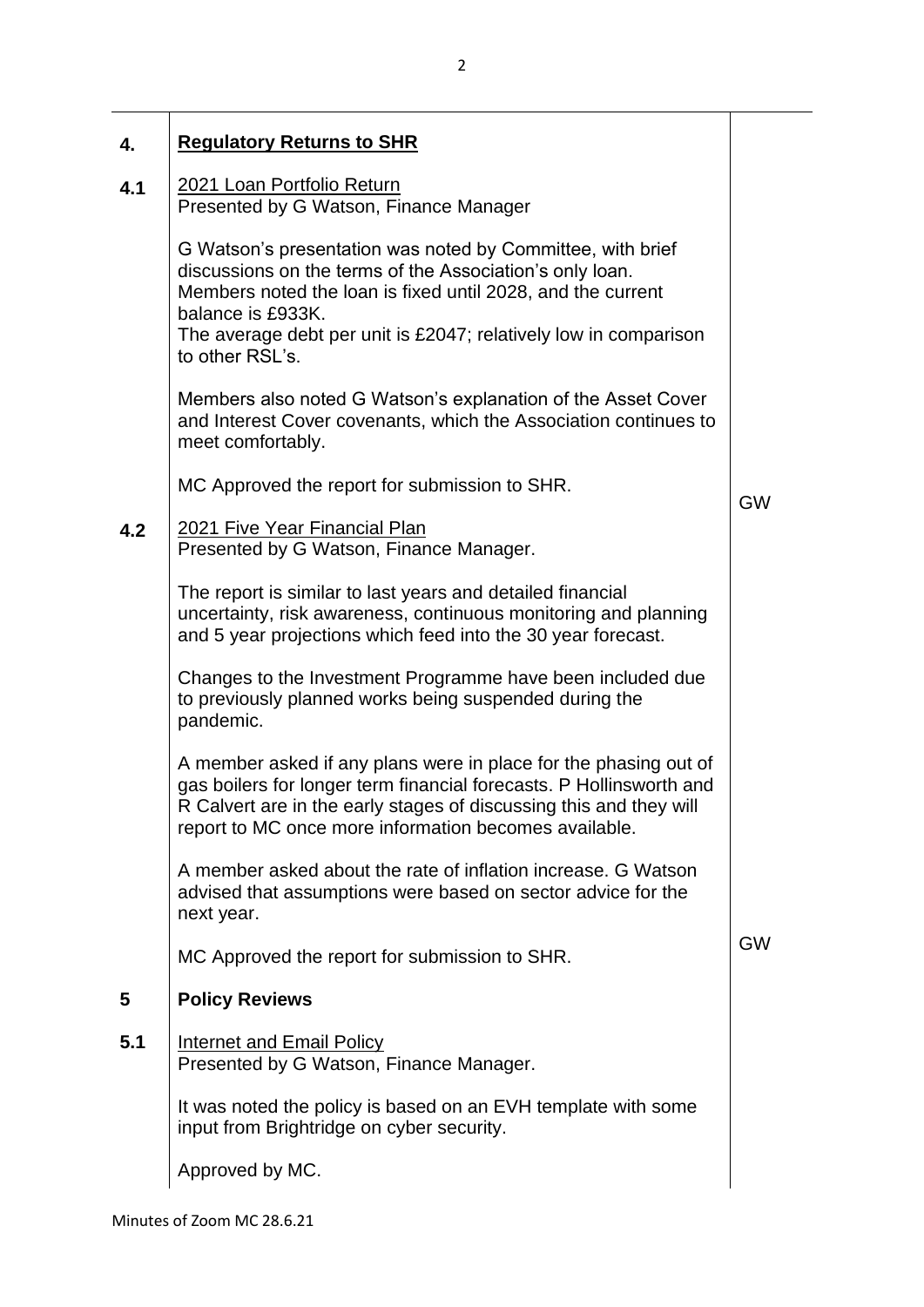| | | |
|---|---|---|
| **4.** | **Regulatory Returns to SHR** | |
| **4.1** | 2021 Loan Portfolio Return<br>Presented by G Watson, Finance Manager<br><br>G Watson's presentation was noted by Committee, with brief discussions on the terms of the Association's only loan. Members noted the loan is fixed until 2028, and the current balance is £933K.<br>The average debt per unit is £2047; relatively low in comparison to other RSL's.<br><br>Members also noted G Watson's explanation of the Asset Cover and Interest Cover covenants, which the Association continues to meet comfortably.<br><br>MC Approved the report for submission to SHR. | GW |
| **4.2** | 2021 Five Year Financial Plan<br>Presented by G Watson, Finance Manager.<br><br>The report is similar to last years and detailed financial uncertainty, risk awareness, continuous monitoring and planning and 5 year projections which feed into the 30 year forecast.<br><br>Changes to the Investment Programme have been included due to previously planned works being suspended during the pandemic.<br><br>A member asked if any plans were in place for the phasing out of gas boilers for longer term financial forecasts. P Hollinsworth and R Calvert are in the early stages of discussing this and they will report to MC once more information becomes available.<br><br>A member asked about the rate of inflation increase. G Watson advised that assumptions were based on sector advice for the next year.<br><br>MC Approved the report for submission to SHR. | GW |
| **5** | **Policy Reviews** | |
| **5.1** | Internet and Email Policy<br>Presented by G Watson, Finance Manager.<br><br>It was noted the policy is based on an EVH template with some input from Brightridge on cyber security.<br><br>Approved by MC. | |

Minutes of Zoom MC 28.6.21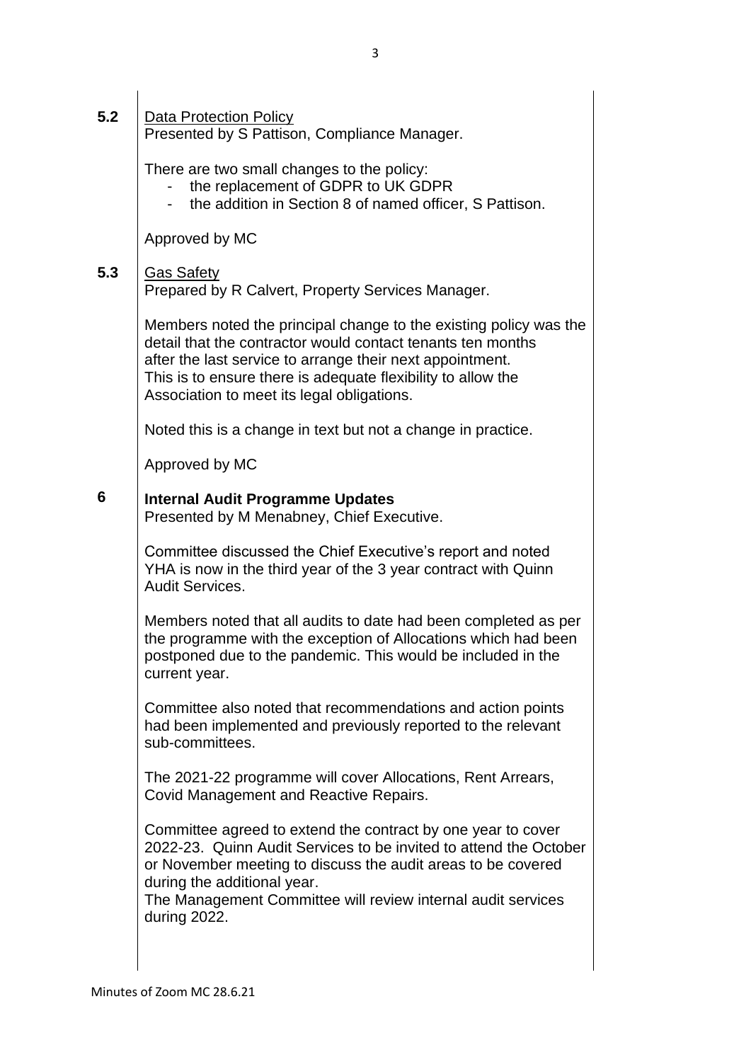**5.2** Data Protection Policy
Presented by S Pattison, Compliance Manager.

There are two small changes to the policy:

- the replacement of GDPR to UK GDPR
- the addition in Section 8 of named officer, S Pattison.

Approved by MC

**5.3** Gas Safety
Prepared by R Calvert, Property Services Manager.

Members noted the principal change to the existing policy was the detail that the contractor would contact tenants ten months after the last service to arrange their next appointment. This is to ensure there is adequate flexibility to allow the Association to meet its legal obligations.

Noted this is a change in text but not a change in practice.

Approved by MC

**6** **Internal Audit Programme Updates**
Presented by M Menabney, Chief Executive.

Committee discussed the Chief Executive's report and noted YHA is now in the third year of the 3 year contract with Quinn Audit Services.

Members noted that all audits to date had been completed as per the programme with the exception of Allocations which had been postponed due to the pandemic. This would be included in the current year.

Committee also noted that recommendations and action points had been implemented and previously reported to the relevant sub-committees.

The 2021-22 programme will cover Allocations, Rent Arrears, Covid Management and Reactive Repairs.

Committee agreed to extend the contract by one year to cover 2022-23. Quinn Audit Services to be invited to attend the October or November meeting to discuss the audit areas to be covered during the additional year.
The Management Committee will review internal audit services during 2022.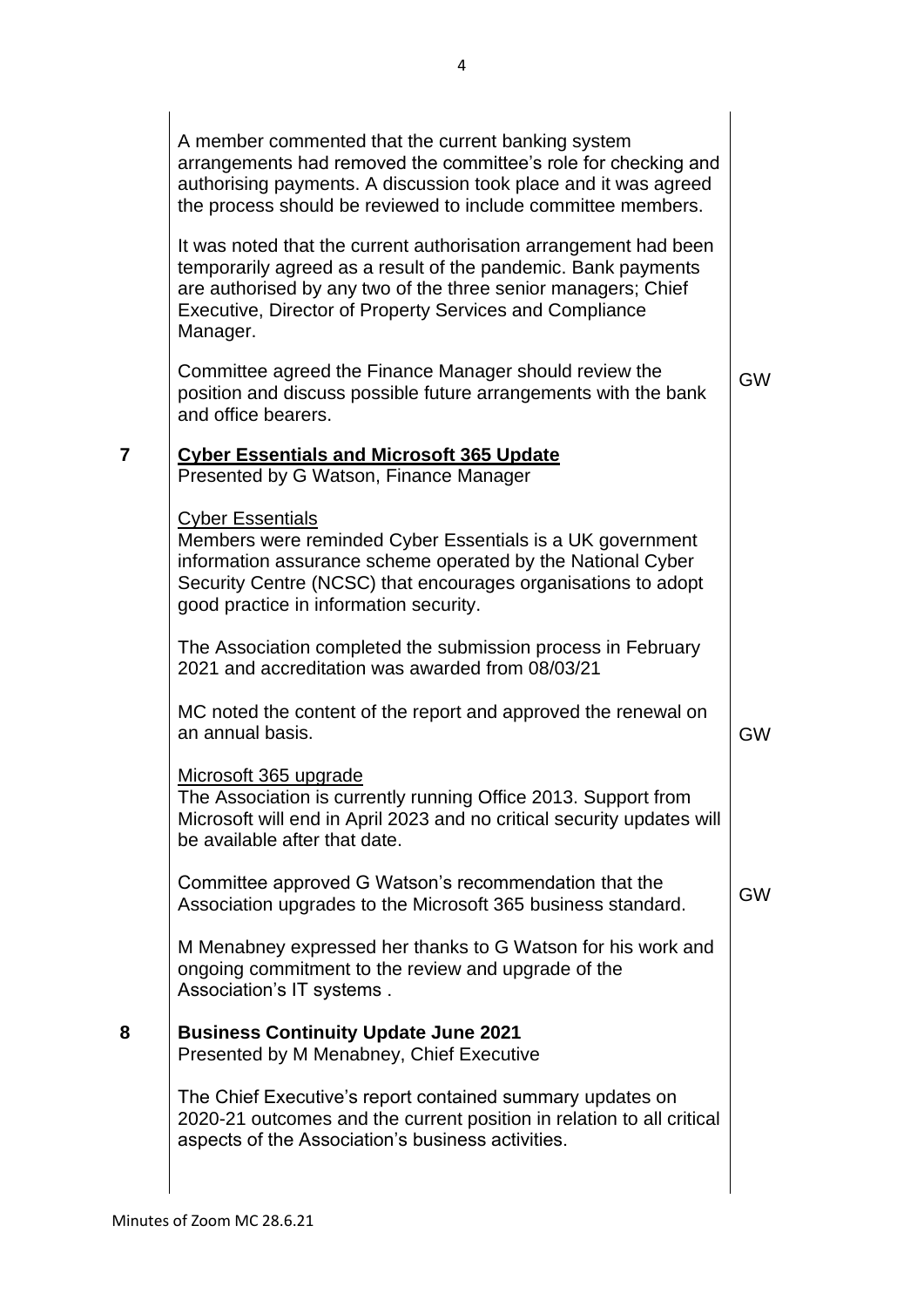| | | |
|---|---|---|
| | A member commented that the current banking system arrangements had removed the committee's role for checking and authorising payments. A discussion took place and it was agreed the process should be reviewed to include committee members. | |
| | It was noted that the current authorisation arrangement had been temporarily agreed as a result of the pandemic. Bank payments are authorised by any two of the three senior managers; Chief Executive, Director of Property Services and Compliance Manager. | |
| | Committee agreed the Finance Manager should review the position and discuss possible future arrangements with the bank and office bearers. | GW |
| **7** | **<u>Cyber Essentials and Microsoft 365 Update</u>**<br>Presented by G Watson, Finance Manager | |
| | <u>Cyber Essentials</u><br>Members were reminded Cyber Essentials is a UK government information assurance scheme operated by the National Cyber Security Centre (NCSC) that encourages organisations to adopt good practice in information security. | |
| | The Association completed the submission process in February 2021 and accreditation was awarded from 08/03/21 | |
| | MC noted the content of the report and approved the renewal on an annual basis. | GW |
| | <u>Microsoft 365 upgrade</u><br>The Association is currently running Office 2013. Support from Microsoft will end in April 2023 and no critical security updates will be available after that date. | |
| | Committee approved G Watson's recommendation that the Association upgrades to the Microsoft 365 business standard. | GW |
| | M Menabney expressed her thanks to G Watson for his work and ongoing commitment to the review and upgrade of the Association's IT systems . | |
| **8** | **Business Continuity Update June 2021**<br>Presented by M Menabney, Chief Executive | |
| | The Chief Executive's report contained summary updates on 2020-21 outcomes and the current position in relation to all critical aspects of the Association's business activities. | |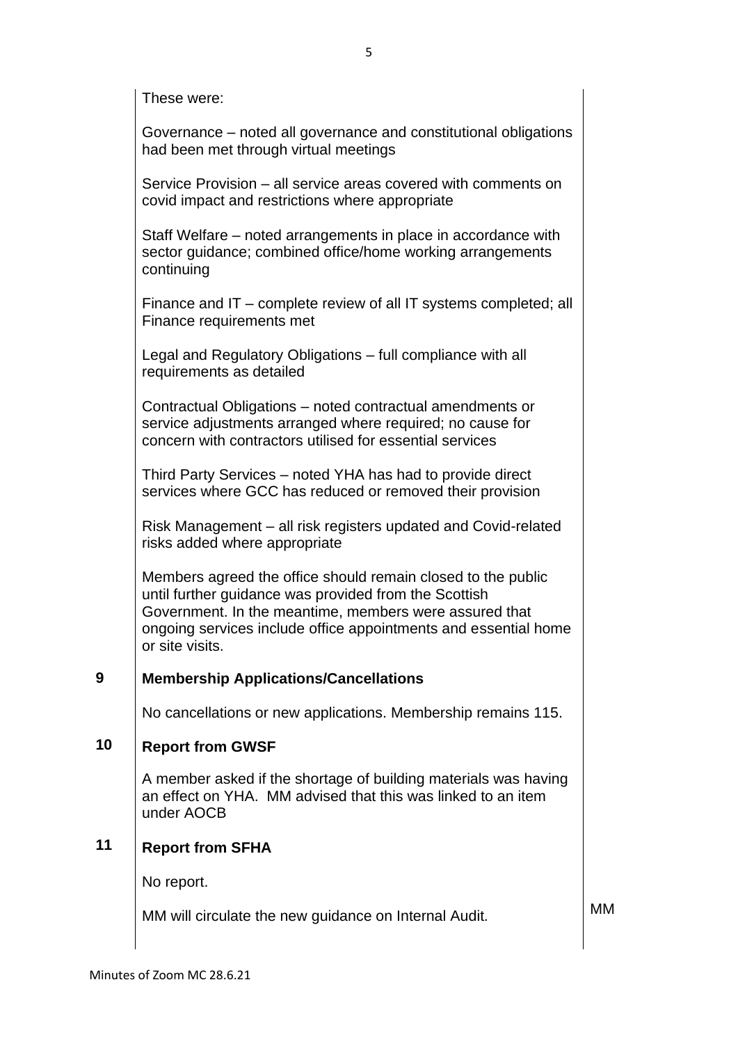These were:

Governance – noted all governance and constitutional obligations had been met through virtual meetings

Service Provision – all service areas covered with comments on covid impact and restrictions where appropriate

Staff Welfare – noted arrangements in place in accordance with sector guidance; combined office/home working arrangements continuing

Finance and IT – complete review of all IT systems completed; all Finance requirements met

Legal and Regulatory Obligations – full compliance with all requirements as detailed

Contractual Obligations – noted contractual amendments or service adjustments arranged where required; no cause for concern with contractors utilised for essential services

Third Party Services – noted YHA has had to provide direct services where GCC has reduced or removed their provision

Risk Management – all risk registers updated and Covid-related risks added where appropriate

Members agreed the office should remain closed to the public until further guidance was provided from the Scottish Government. In the meantime, members were assured that ongoing services include office appointments and essential home or site visits.

## 9 Membership Applications/Cancellations

No cancellations or new applications. Membership remains 115.

## 10 Report from GWSF

A member asked if the shortage of building materials was having an effect on YHA. MM advised that this was linked to an item under AOCB

## 11 Report from SFHA

No report.

MM will circulate the new guidance on Internal Audit. — **MM**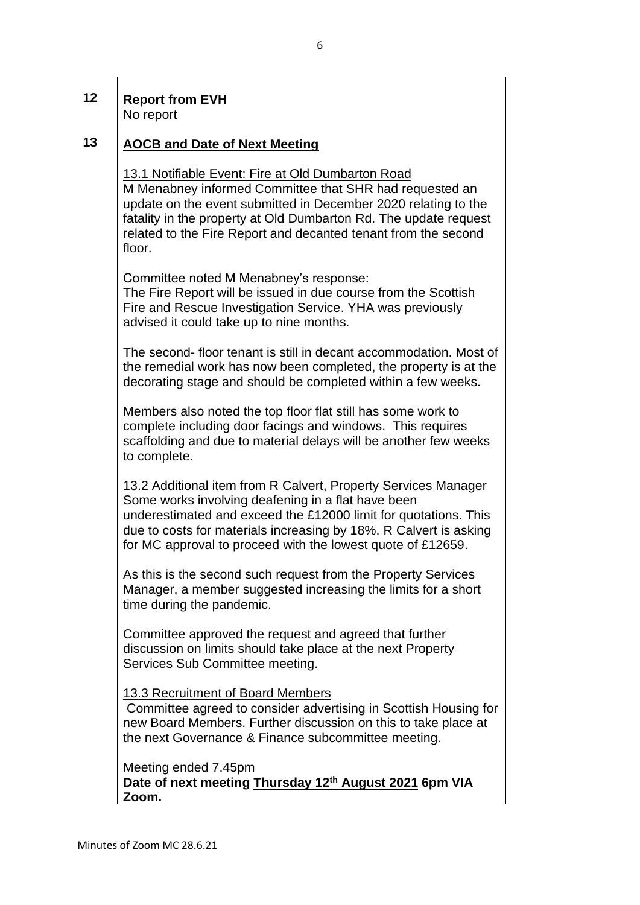**12 Report from EVH**

No report

**13 AOCB and Date of Next Meeting**

13.1 Notifiable Event: Fire at Old Dumbarton Road

M Menabney informed Committee that SHR had requested an update on the event submitted in December 2020 relating to the fatality in the property at Old Dumbarton Rd. The update request related to the Fire Report and decanted tenant from the second floor.

Committee noted M Menabney's response:
The Fire Report will be issued in due course from the Scottish Fire and Rescue Investigation Service. YHA was previously advised it could take up to nine months.

The second- floor tenant is still in decant accommodation. Most of the remedial work has now been completed, the property is at the decorating stage and should be completed within a few weeks.

Members also noted the top floor flat still has some work to complete including door facings and windows. This requires scaffolding and due to material delays will be another few weeks to complete.

13.2 Additional item from R Calvert, Property Services Manager

Some works involving deafening in a flat have been underestimated and exceed the £12000 limit for quotations. This due to costs for materials increasing by 18%. R Calvert is asking for MC approval to proceed with the lowest quote of £12659.

As this is the second such request from the Property Services Manager, a member suggested increasing the limits for a short time during the pandemic.

Committee approved the request and agreed that further discussion on limits should take place at the next Property Services Sub Committee meeting.

13.3 Recruitment of Board Members

Committee agreed to consider advertising in Scottish Housing for new Board Members. Further discussion on this to take place at the next Governance & Finance subcommittee meeting.

Meeting ended 7.45pm

**Date of next meeting Thursday 12th August 2021 6pm VIA Zoom.**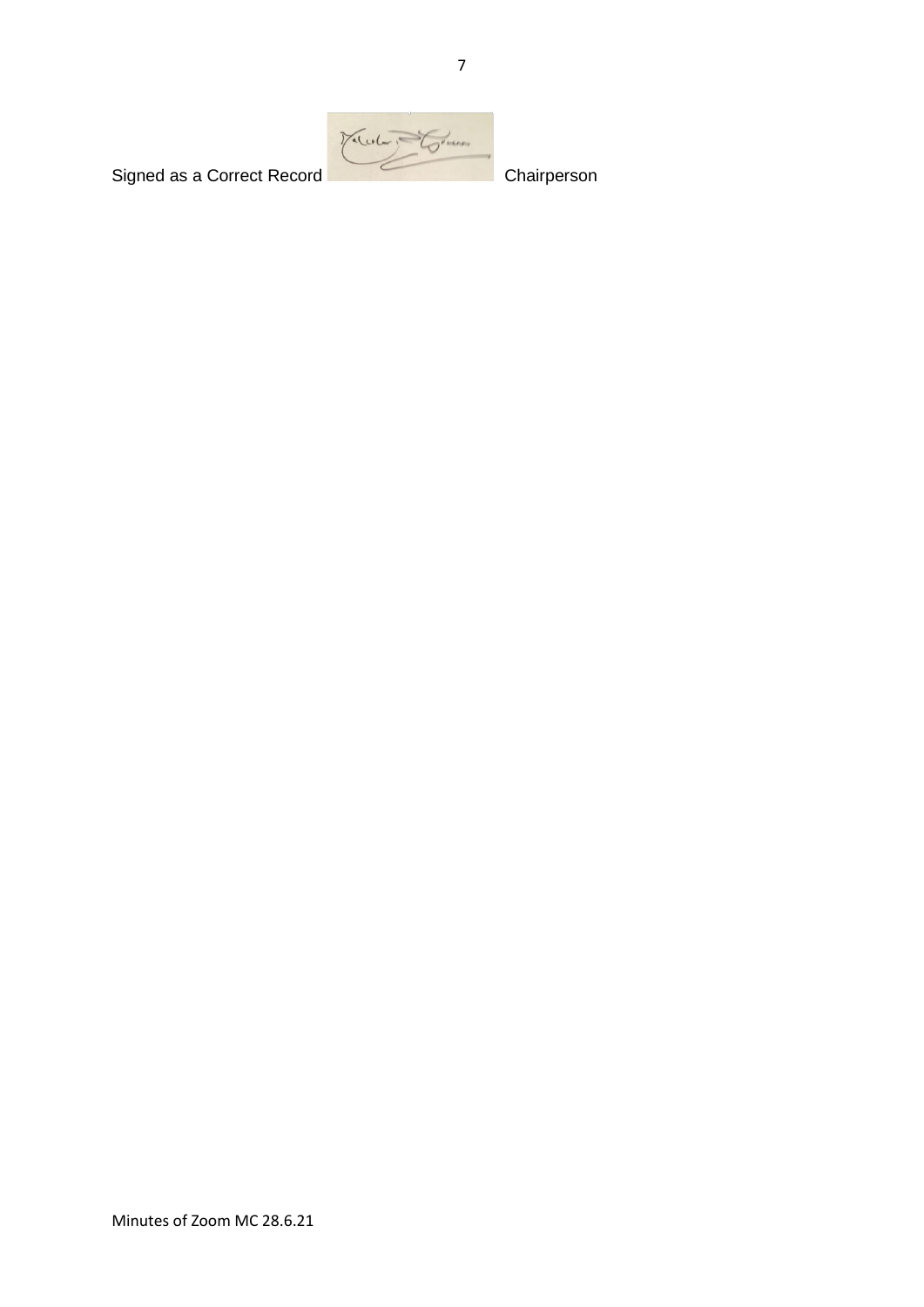Signed as a Correct Record Chairperson